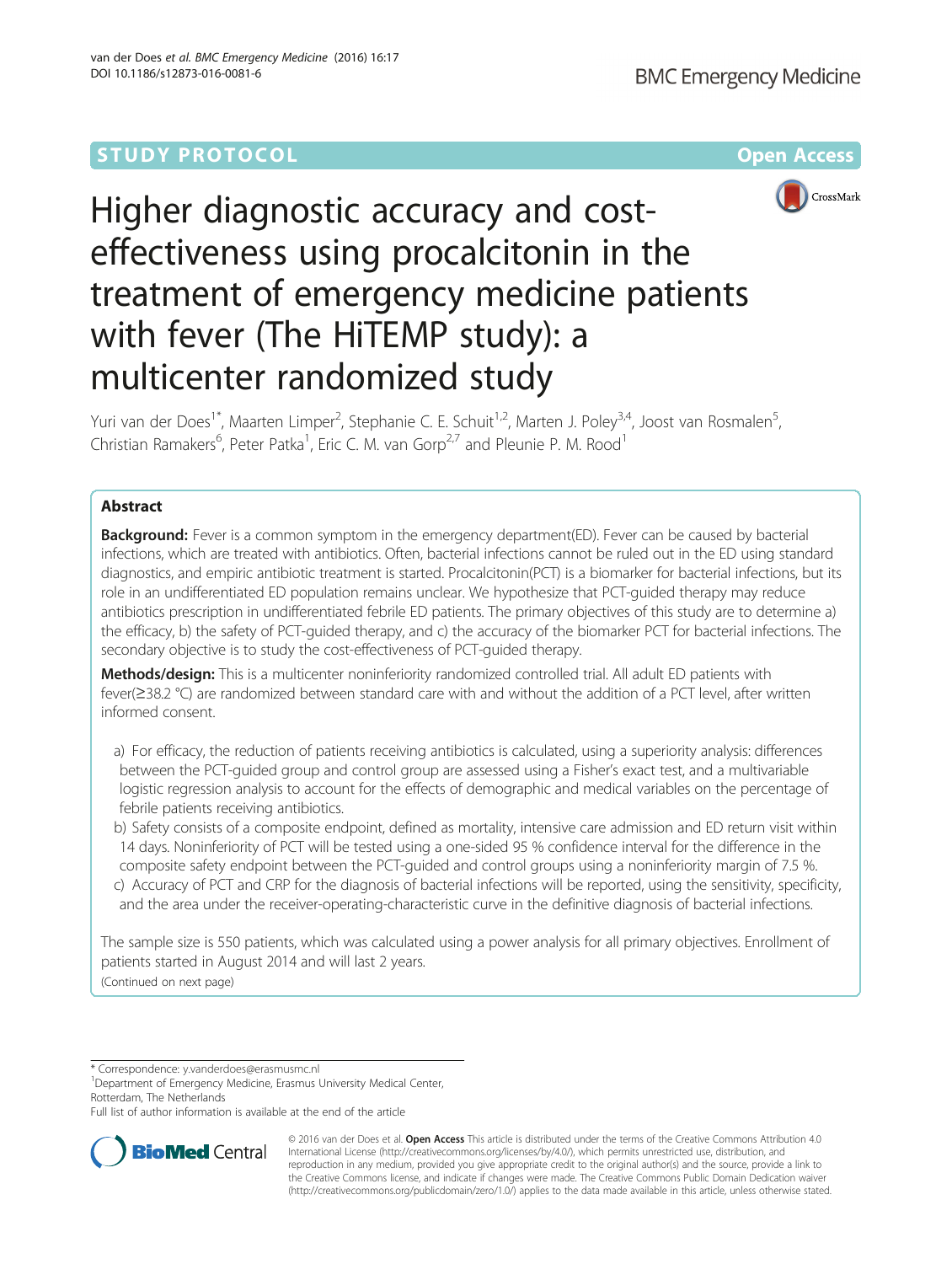STUDY PROTOCOL

Open Access

# Higher diagnostic accuracy and cost-effectiveness using procalcitonin in the treatment of emergency medicine patients with fever (The HiTEMP study): a multicenter randomized study

Yuri van der Does[1*], Maarten Limper[2], Stephanie C. E. Schuit[1,2], Marten J. Poley[3,4], Joost van Rosmalen[5], Christian Ramakers[6], Peter Patka[1], Eric C. M. van Gorp[2,7] and Pleunie P. M. Rood[1]

## Abstract

**Background:** Fever is a common symptom in the emergency department(ED). Fever can be caused by bacterial infections, which are treated with antibiotics. Often, bacterial infections cannot be ruled out in the ED using standard diagnostics, and empiric antibiotic treatment is started. Procalcitonin(PCT) is a biomarker for bacterial infections, but its role in an undifferentiated ED population remains unclear. We hypothesize that PCT-guided therapy may reduce antibiotics prescription in undifferentiated febrile ED patients. The primary objectives of this study are to determine a) the efficacy, b) the safety of PCT-guided therapy, and c) the accuracy of the biomarker PCT for bacterial infections. The secondary objective is to study the cost-effectiveness of PCT-guided therapy.

**Methods/design:** This is a multicenter noninferiority randomized controlled trial. All adult ED patients with fever(≥38.2 °C) are randomized between standard care with and without the addition of a PCT level, after written informed consent.

a) For efficacy, the reduction of patients receiving antibiotics is calculated, using a superiority analysis: differences between the PCT-guided group and control group are assessed using a Fisher's exact test, and a multivariable logistic regression analysis to account for the effects of demographic and medical variables on the percentage of febrile patients receiving antibiotics.

b) Safety consists of a composite endpoint, defined as mortality, intensive care admission and ED return visit within 14 days. Noninferiority of PCT will be tested using a one-sided 95 % confidence interval for the difference in the composite safety endpoint between the PCT-guided and control groups using a noninferiority margin of 7.5 %.

c) Accuracy of PCT and CRP for the diagnosis of bacterial infections will be reported, using the sensitivity, specificity, and the area under the receiver-operating-characteristic curve in the definitive diagnosis of bacterial infections.

The sample size is 550 patients, which was calculated using a power analysis for all primary objectives. Enrollment of patients started in August 2014 and will last 2 years.

(Continued on next page)

\* Correspondence: y.vanderdoes@erasmusmc.nl

[1]Department of Emergency Medicine, Erasmus University Medical Center, Rotterdam, The Netherlands

Full list of author information is available at the end of the article

© 2016 van der Does et al. **Open Access** This article is distributed under the terms of the Creative Commons Attribution 4.0 International License (http://creativecommons.org/licenses/by/4.0/), which permits unrestricted use, distribution, and reproduction in any medium, provided you give appropriate credit to the original author(s) and the source, provide a link to the Creative Commons license, and indicate if changes were made. The Creative Commons Public Domain Dedication waiver (http://creativecommons.org/publicdomain/zero/1.0/) applies to the data made available in this article, unless otherwise stated.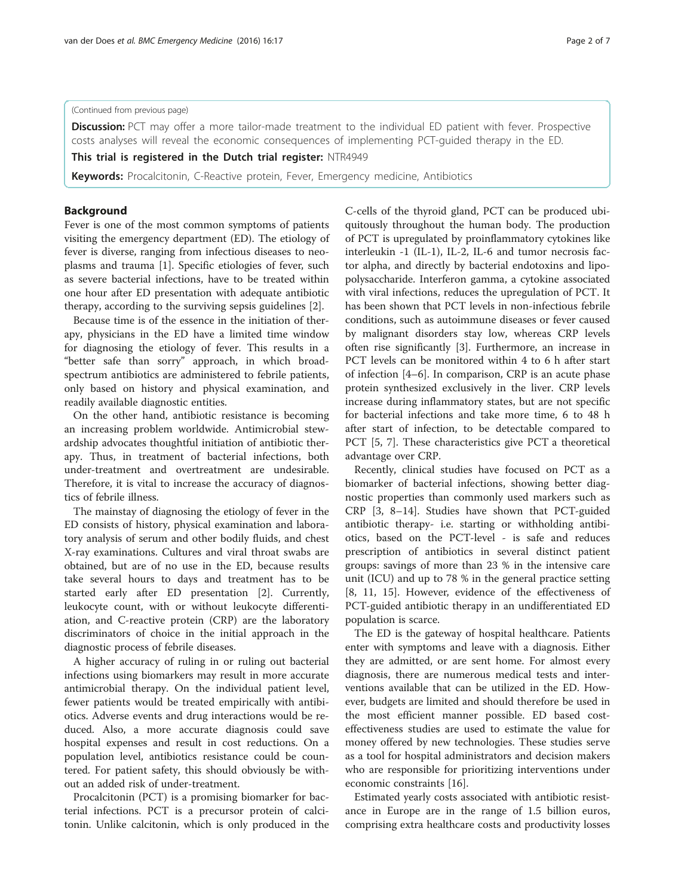(Continued from previous page)

**Discussion:** PCT may offer a more tailor-made treatment to the individual ED patient with fever. Prospective costs analyses will reveal the economic consequences of implementing PCT-guided therapy in the ED.

**This trial is registered in the Dutch trial register:** NTR4949

**Keywords:** Procalcitonin, C-Reactive protein, Fever, Emergency medicine, Antibiotics

## Background

Fever is one of the most common symptoms of patients visiting the emergency department (ED). The etiology of fever is diverse, ranging from infectious diseases to neoplasms and trauma [1]. Specific etiologies of fever, such as severe bacterial infections, have to be treated within one hour after ED presentation with adequate antibiotic therapy, according to the surviving sepsis guidelines [2].

Because time is of the essence in the initiation of therapy, physicians in the ED have a limited time window for diagnosing the etiology of fever. This results in a "better safe than sorry" approach, in which broad-spectrum antibiotics are administered to febrile patients, only based on history and physical examination, and readily available diagnostic entities.

On the other hand, antibiotic resistance is becoming an increasing problem worldwide. Antimicrobial stewardship advocates thoughtful initiation of antibiotic therapy. Thus, in treatment of bacterial infections, both under-treatment and overtreatment are undesirable. Therefore, it is vital to increase the accuracy of diagnostics of febrile illness.

The mainstay of diagnosing the etiology of fever in the ED consists of history, physical examination and laboratory analysis of serum and other bodily fluids, and chest X-ray examinations. Cultures and viral throat swabs are obtained, but are of no use in the ED, because results take several hours to days and treatment has to be started early after ED presentation [2]. Currently, leukocyte count, with or without leukocyte differentiation, and C-reactive protein (CRP) are the laboratory discriminators of choice in the initial approach in the diagnostic process of febrile diseases.

A higher accuracy of ruling in or ruling out bacterial infections using biomarkers may result in more accurate antimicrobial therapy. On the individual patient level, fewer patients would be treated empirically with antibiotics. Adverse events and drug interactions would be reduced. Also, a more accurate diagnosis could save hospital expenses and result in cost reductions. On a population level, antibiotics resistance could be countered. For patient safety, this should obviously be without an added risk of under-treatment.

Procalcitonin (PCT) is a promising biomarker for bacterial infections. PCT is a precursor protein of calcitonin. Unlike calcitonin, which is only produced in the C-cells of the thyroid gland, PCT can be produced ubiquitously throughout the human body. The production of PCT is upregulated by proinflammatory cytokines like interleukin -1 (IL-1), IL-2, IL-6 and tumor necrosis factor alpha, and directly by bacterial endotoxins and lipopolysaccharide. Interferon gamma, a cytokine associated with viral infections, reduces the upregulation of PCT. It has been shown that PCT levels in non-infectious febrile conditions, such as autoimmune diseases or fever caused by malignant disorders stay low, whereas CRP levels often rise significantly [3]. Furthermore, an increase in PCT levels can be monitored within 4 to 6 h after start of infection [4–6]. In comparison, CRP is an acute phase protein synthesized exclusively in the liver. CRP levels increase during inflammatory states, but are not specific for bacterial infections and take more time, 6 to 48 h after start of infection, to be detectable compared to PCT [5, 7]. These characteristics give PCT a theoretical advantage over CRP.

Recently, clinical studies have focused on PCT as a biomarker of bacterial infections, showing better diagnostic properties than commonly used markers such as CRP [3, 8–14]. Studies have shown that PCT-guided antibiotic therapy- i.e. starting or withholding antibiotics, based on the PCT-level - is safe and reduces prescription of antibiotics in several distinct patient groups: savings of more than 23 % in the intensive care unit (ICU) and up to 78 % in the general practice setting [8, 11, 15]. However, evidence of the effectiveness of PCT-guided antibiotic therapy in an undifferentiated ED population is scarce.

The ED is the gateway of hospital healthcare. Patients enter with symptoms and leave with a diagnosis. Either they are admitted, or are sent home. For almost every diagnosis, there are numerous medical tests and interventions available that can be utilized in the ED. However, budgets are limited and should therefore be used in the most efficient manner possible. ED based cost-effectiveness studies are used to estimate the value for money offered by new technologies. These studies serve as a tool for hospital administrators and decision makers who are responsible for prioritizing interventions under economic constraints [16].

Estimated yearly costs associated with antibiotic resistance in Europe are in the range of 1.5 billion euros, comprising extra healthcare costs and productivity losses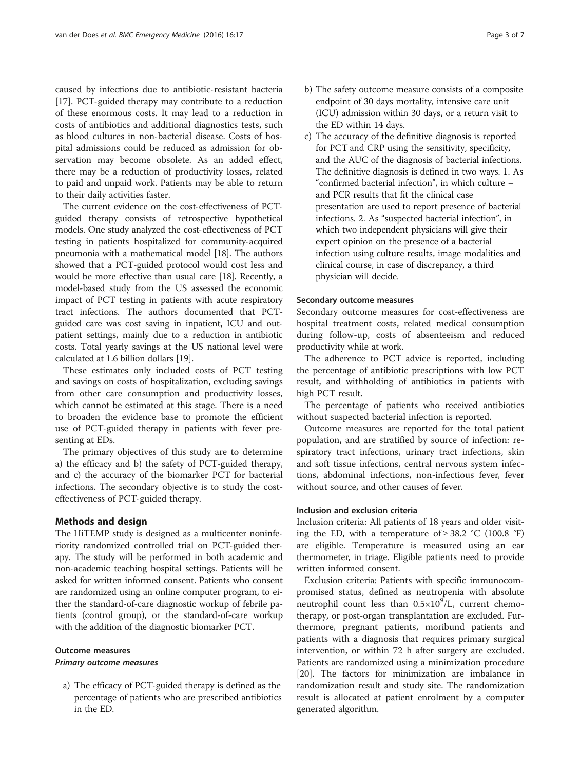caused by infections due to antibiotic-resistant bacteria [17]. PCT-guided therapy may contribute to a reduction of these enormous costs. It may lead to a reduction in costs of antibiotics and additional diagnostics tests, such as blood cultures in non-bacterial disease. Costs of hospital admissions could be reduced as admission for observation may become obsolete. As an added effect, there may be a reduction of productivity losses, related to paid and unpaid work. Patients may be able to return to their daily activities faster.

The current evidence on the cost-effectiveness of PCT-guided therapy consists of retrospective hypothetical models. One study analyzed the cost-effectiveness of PCT testing in patients hospitalized for community-acquired pneumonia with a mathematical model [18]. The authors showed that a PCT-guided protocol would cost less and would be more effective than usual care [18]. Recently, a model-based study from the US assessed the economic impact of PCT testing in patients with acute respiratory tract infections. The authors documented that PCT-guided care was cost saving in inpatient, ICU and outpatient settings, mainly due to a reduction in antibiotic costs. Total yearly savings at the US national level were calculated at 1.6 billion dollars [19].

These estimates only included costs of PCT testing and savings on costs of hospitalization, excluding savings from other care consumption and productivity losses, which cannot be estimated at this stage. There is a need to broaden the evidence base to promote the efficient use of PCT-guided therapy in patients with fever presenting at EDs.

The primary objectives of this study are to determine a) the efficacy and b) the safety of PCT-guided therapy, and c) the accuracy of the biomarker PCT for bacterial infections. The secondary objective is to study the cost-effectiveness of PCT-guided therapy.

## Methods and design

The HiTEMP study is designed as a multicenter noninferiority randomized controlled trial on PCT-guided therapy. The study will be performed in both academic and non-academic teaching hospital settings. Patients will be asked for written informed consent. Patients who consent are randomized using an online computer program, to either the standard-of-care diagnostic workup of febrile patients (control group), or the standard-of-care workup with the addition of the diagnostic biomarker PCT.

### Outcome measures

#### *Primary outcome measures*

a) The efficacy of PCT-guided therapy is defined as the percentage of patients who are prescribed antibiotics in the ED.
b) The safety outcome measure consists of a composite endpoint of 30 days mortality, intensive care unit (ICU) admission within 30 days, or a return visit to the ED within 14 days.
c) The accuracy of the definitive diagnosis is reported for PCT and CRP using the sensitivity, specificity, and the AUC of the diagnosis of bacterial infections. The definitive diagnosis is defined in two ways. 1. As "confirmed bacterial infection", in which culture – and PCR results that fit the clinical case presentation are used to report presence of bacterial infections. 2. As "suspected bacterial infection", in which two independent physicians will give their expert opinion on the presence of a bacterial infection using culture results, image modalities and clinical course, in case of discrepancy, a third physician will decide.

#### Secondary outcome measures

Secondary outcome measures for cost-effectiveness are hospital treatment costs, related medical consumption during follow-up, costs of absenteeism and reduced productivity while at work.

The adherence to PCT advice is reported, including the percentage of antibiotic prescriptions with low PCT result, and withholding of antibiotics in patients with high PCT result.

The percentage of patients who received antibiotics without suspected bacterial infection is reported.

Outcome measures are reported for the total patient population, and are stratified by source of infection: respiratory tract infections, urinary tract infections, skin and soft tissue infections, central nervous system infections, abdominal infections, non-infectious fever, fever without source, and other causes of fever.

### Inclusion and exclusion criteria

Inclusion criteria: All patients of 18 years and older visiting the ED, with a temperature of ≥ 38.2 °C (100.8 °F) are eligible. Temperature is measured using an ear thermometer, in triage. Eligible patients need to provide written informed consent.

Exclusion criteria: Patients with specific immunocompromised status, defined as neutropenia with absolute neutrophil count less than $0.5 \times 10^9$/L, current chemotherapy, or post-organ transplantation are excluded. Furthermore, pregnant patients, moribund patients and patients with a diagnosis that requires primary surgical intervention, or within 72 h after surgery are excluded. Patients are randomized using a minimization procedure [20]. The factors for minimization are imbalance in randomization result and study site. The randomization result is allocated at patient enrolment by a computer generated algorithm.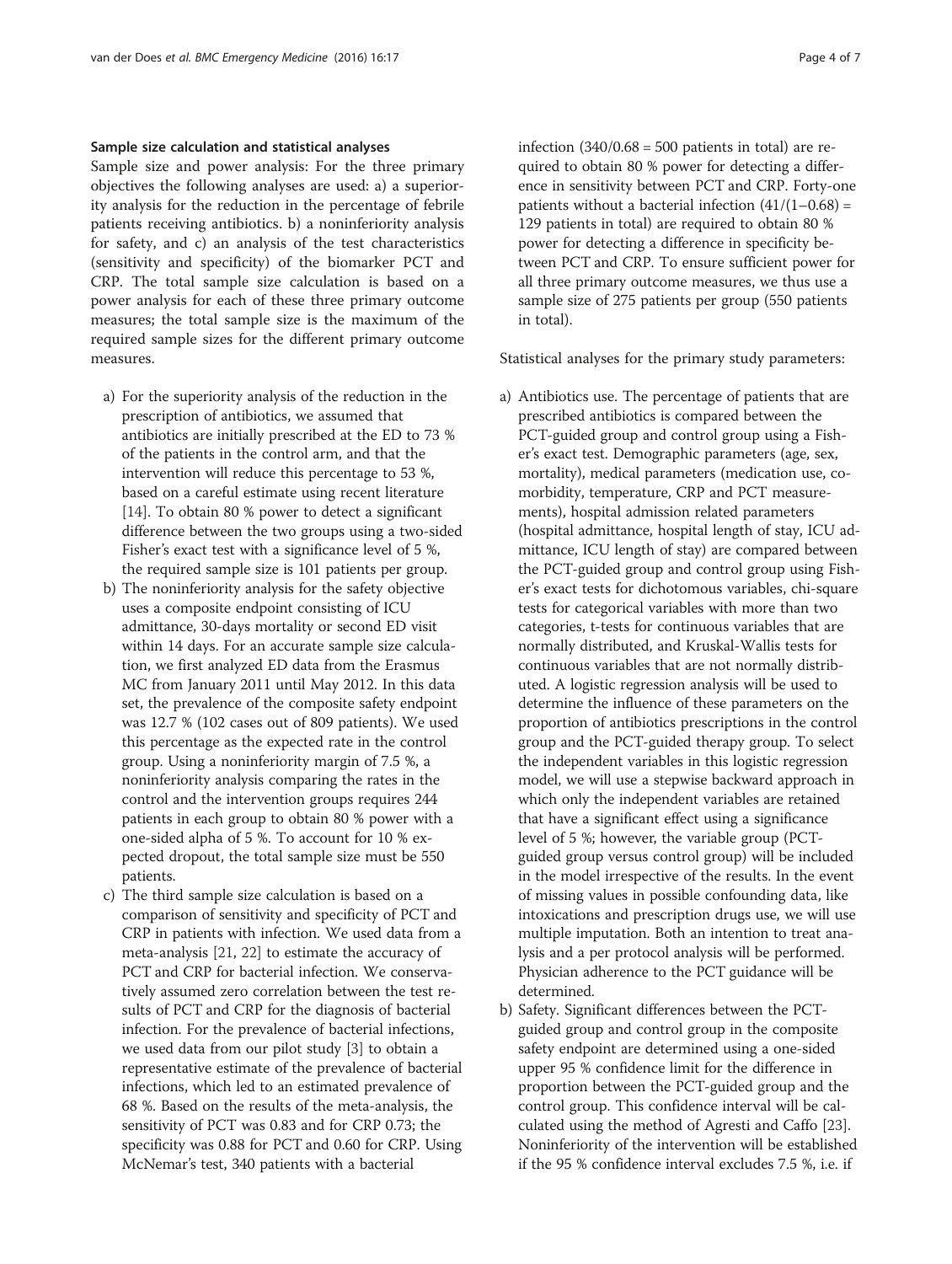#### Sample size calculation and statistical analyses

Sample size and power analysis: For the three primary objectives the following analyses are used: a) a superiority analysis for the reduction in the percentage of febrile patients receiving antibiotics. b) a noninferiority analysis for safety, and c) an analysis of the test characteristics (sensitivity and specificity) of the biomarker PCT and CRP. The total sample size calculation is based on a power analysis for each of these three primary outcome measures; the total sample size is the maximum of the required sample sizes for the different primary outcome measures.

a) For the superiority analysis of the reduction in the prescription of antibiotics, we assumed that antibiotics are initially prescribed at the ED to 73 % of the patients in the control arm, and that the intervention will reduce this percentage to 53 %, based on a careful estimate using recent literature [14]. To obtain 80 % power to detect a significant difference between the two groups using a two-sided Fisher's exact test with a significance level of 5 %, the required sample size is 101 patients per group.
b) The noninferiority analysis for the safety objective uses a composite endpoint consisting of ICU admittance, 30-days mortality or second ED visit within 14 days. For an accurate sample size calculation, we first analyzed ED data from the Erasmus MC from January 2011 until May 2012. In this data set, the prevalence of the composite safety endpoint was 12.7 % (102 cases out of 809 patients). We used this percentage as the expected rate in the control group. Using a noninferiority margin of 7.5 %, a noninferiority analysis comparing the rates in the control and the intervention groups requires 244 patients in each group to obtain 80 % power with a one-sided alpha of 5 %. To account for 10 % expected dropout, the total sample size must be 550 patients.
c) The third sample size calculation is based on a comparison of sensitivity and specificity of PCT and CRP in patients with infection. We used data from a meta-analysis [21, 22] to estimate the accuracy of PCT and CRP for bacterial infection. We conservatively assumed zero correlation between the test results of PCT and CRP for the diagnosis of bacterial infection. For the prevalence of bacterial infections, we used data from our pilot study [3] to obtain a representative estimate of the prevalence of bacterial infections, which led to an estimated prevalence of 68 %. Based on the results of the meta-analysis, the sensitivity of PCT was 0.83 and for CRP 0.73; the specificity was 0.88 for PCT and 0.60 for CRP. Using McNemar's test, 340 patients with a bacterial infection ($340/0.68 = 500$ patients in total) are required to obtain 80 % power for detecting a difference in sensitivity between PCT and CRP. Forty-one patients without a bacterial infection ($41/(1–0.68) = 129$ patients in total) are required to obtain 80 % power for detecting a difference in specificity between PCT and CRP. To ensure sufficient power for all three primary outcome measures, we thus use a sample size of 275 patients per group (550 patients in total).

Statistical analyses for the primary study parameters:

a) Antibiotics use. The percentage of patients that are prescribed antibiotics is compared between the PCT-guided group and control group using a Fisher's exact test. Demographic parameters (age, sex, mortality), medical parameters (medication use, comorbidity, temperature, CRP and PCT measurements), hospital admission related parameters (hospital admittance, hospital length of stay, ICU admittance, ICU length of stay) are compared between the PCT-guided group and control group using Fisher's exact tests for dichotomous variables, chi-square tests for categorical variables with more than two categories, t-tests for continuous variables that are normally distributed, and Kruskal-Wallis tests for continuous variables that are not normally distributed. A logistic regression analysis will be used to determine the influence of these parameters on the proportion of antibiotics prescriptions in the control group and the PCT-guided therapy group. To select the independent variables in this logistic regression model, we will use a stepwise backward approach in which only the independent variables are retained that have a significant effect using a significance level of 5 %; however, the variable group (PCT-guided group versus control group) will be included in the model irrespective of the results. In the event of missing values in possible confounding data, like intoxications and prescription drugs use, we will use multiple imputation. Both an intention to treat analysis and a per protocol analysis will be performed. Physician adherence to the PCT guidance will be determined.
b) Safety. Significant differences between the PCT-guided group and control group in the composite safety endpoint are determined using a one-sided upper 95 % confidence limit for the difference in proportion between the PCT-guided group and the control group. This confidence interval will be calculated using the method of Agresti and Caffo [23]. Noninferiority of the intervention will be established if the 95 % confidence interval excludes 7.5 %, i.e. if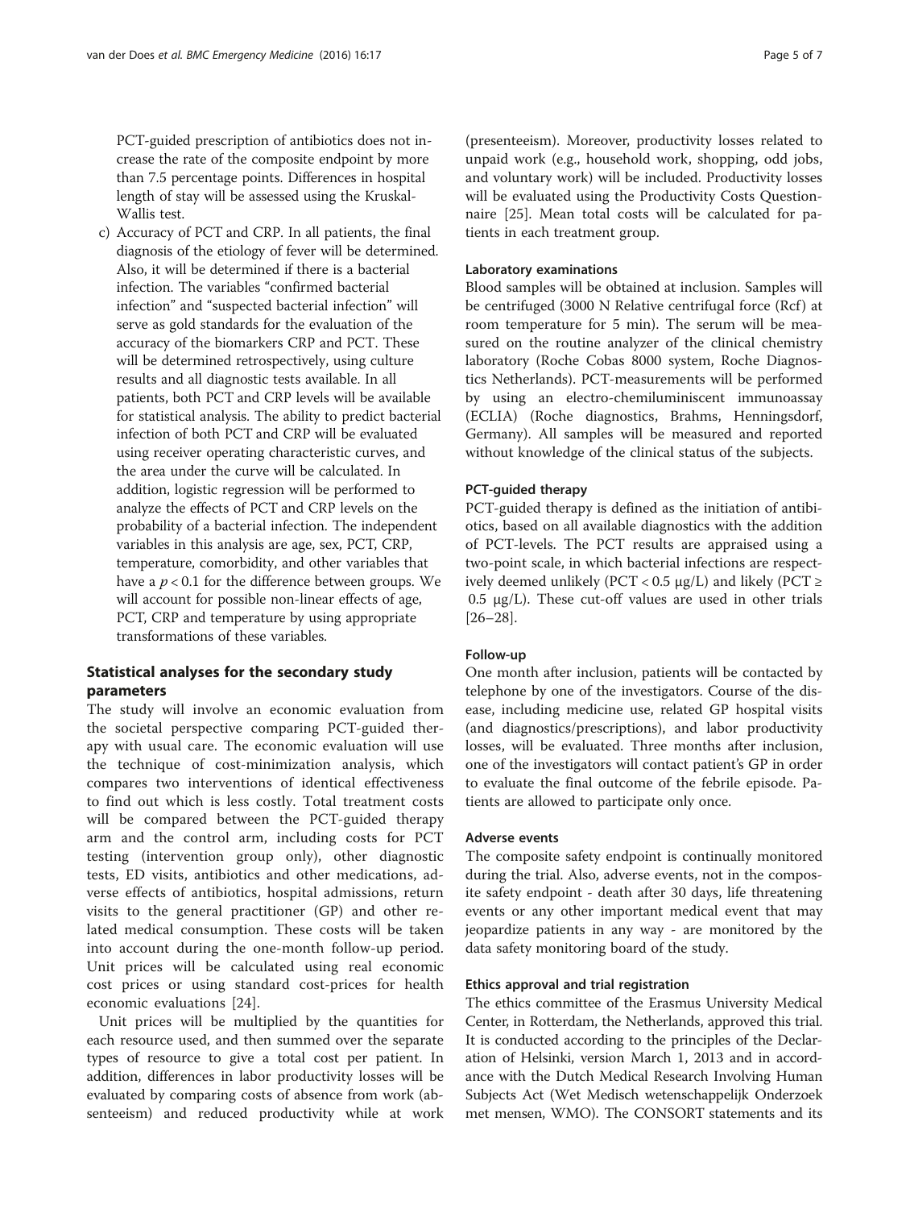PCT-guided prescription of antibiotics does not increase the rate of the composite endpoint by more than 7.5 percentage points. Differences in hospital length of stay will be assessed using the Kruskal-Wallis test.

c) Accuracy of PCT and CRP. In all patients, the final diagnosis of the etiology of fever will be determined. Also, it will be determined if there is a bacterial infection. The variables "confirmed bacterial infection" and "suspected bacterial infection" will serve as gold standards for the evaluation of the accuracy of the biomarkers CRP and PCT. These will be determined retrospectively, using culture results and all diagnostic tests available. In all patients, both PCT and CRP levels will be available for statistical analysis. The ability to predict bacterial infection of both PCT and CRP will be evaluated using receiver operating characteristic curves, and the area under the curve will be calculated. In addition, logistic regression will be performed to analyze the effects of PCT and CRP levels on the probability of a bacterial infection. The independent variables in this analysis are age, sex, PCT, CRP, temperature, comorbidity, and other variables that have a $p < 0.1$ for the difference between groups. We will account for possible non-linear effects of age, PCT, CRP and temperature by using appropriate transformations of these variables.

## Statistical analyses for the secondary study parameters

The study will involve an economic evaluation from the societal perspective comparing PCT-guided therapy with usual care. The economic evaluation will use the technique of cost-minimization analysis, which compares two interventions of identical effectiveness to find out which is less costly. Total treatment costs will be compared between the PCT-guided therapy arm and the control arm, including costs for PCT testing (intervention group only), other diagnostic tests, ED visits, antibiotics and other medications, adverse effects of antibiotics, hospital admissions, return visits to the general practitioner (GP) and other related medical consumption. These costs will be taken into account during the one-month follow-up period. Unit prices will be calculated using real economic cost prices or using standard cost-prices for health economic evaluations [24].

Unit prices will be multiplied by the quantities for each resource used, and then summed over the separate types of resource to give a total cost per patient. In addition, differences in labor productivity losses will be evaluated by comparing costs of absence from work (absenteeism) and reduced productivity while at work (presenteeism). Moreover, productivity losses related to unpaid work (e.g., household work, shopping, odd jobs, and voluntary work) will be included. Productivity losses will be evaluated using the Productivity Costs Questionnaire [25]. Mean total costs will be calculated for patients in each treatment group.

### Laboratory examinations

Blood samples will be obtained at inclusion. Samples will be centrifuged (3000 N Relative centrifugal force (Rcf) at room temperature for 5 min). The serum will be measured on the routine analyzer of the clinical chemistry laboratory (Roche Cobas 8000 system, Roche Diagnostics Netherlands). PCT-measurements will be performed by using an electro-chemiluminiscent immunoassay (ECLIA) (Roche diagnostics, Brahms, Henningsdorf, Germany). All samples will be measured and reported without knowledge of the clinical status of the subjects.

### PCT-guided therapy

PCT-guided therapy is defined as the initiation of antibiotics, based on all available diagnostics with the addition of PCT-levels. The PCT results are appraised using a two-point scale, in which bacterial infections are respectively deemed unlikely (PCT < 0.5 μg/L) and likely (PCT ≥ 0.5 μg/L). These cut-off values are used in other trials [26–28].

### Follow-up

One month after inclusion, patients will be contacted by telephone by one of the investigators. Course of the disease, including medicine use, related GP hospital visits (and diagnostics/prescriptions), and labor productivity losses, will be evaluated. Three months after inclusion, one of the investigators will contact patient's GP in order to evaluate the final outcome of the febrile episode. Patients are allowed to participate only once.

### Adverse events

The composite safety endpoint is continually monitored during the trial. Also, adverse events, not in the composite safety endpoint - death after 30 days, life threatening events or any other important medical event that may jeopardize patients in any way - are monitored by the data safety monitoring board of the study.

### Ethics approval and trial registration

The ethics committee of the Erasmus University Medical Center, in Rotterdam, the Netherlands, approved this trial. It is conducted according to the principles of the Declaration of Helsinki, version March 1, 2013 and in accordance with the Dutch Medical Research Involving Human Subjects Act (Wet Medisch wetenschappelijk Onderzoek met mensen, WMO). The CONSORT statements and its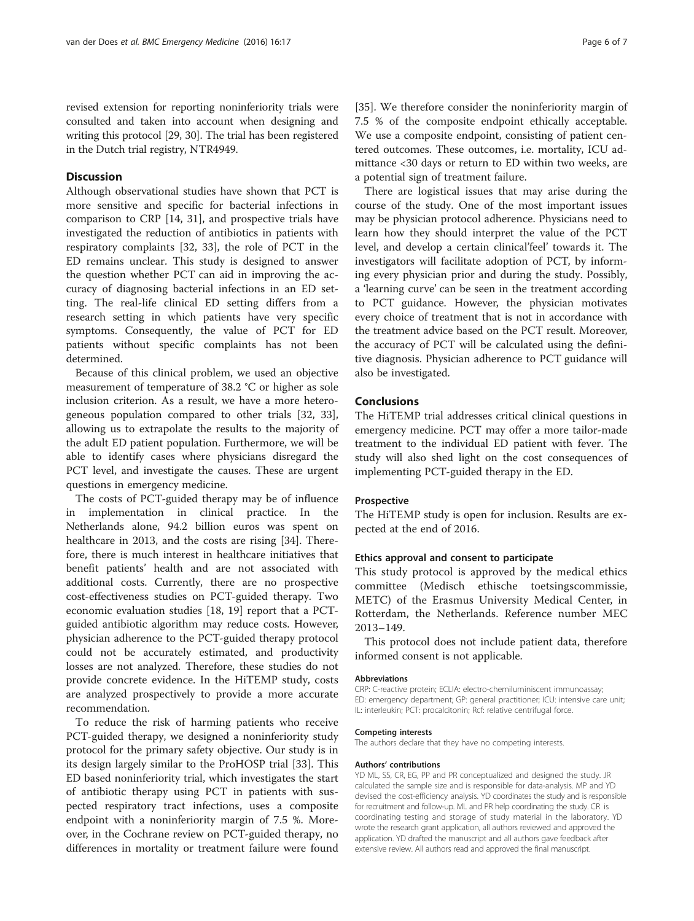revised extension for reporting noninferiority trials were consulted and taken into account when designing and writing this protocol [29, 30]. The trial has been registered in the Dutch trial registry, NTR4949.

## Discussion

Although observational studies have shown that PCT is more sensitive and specific for bacterial infections in comparison to CRP [14, 31], and prospective trials have investigated the reduction of antibiotics in patients with respiratory complaints [32, 33], the role of PCT in the ED remains unclear. This study is designed to answer the question whether PCT can aid in improving the accuracy of diagnosing bacterial infections in an ED setting. The real-life clinical ED setting differs from a research setting in which patients have very specific symptoms. Consequently, the value of PCT for ED patients without specific complaints has not been determined.

Because of this clinical problem, we used an objective measurement of temperature of 38.2 °C or higher as sole inclusion criterion. As a result, we have a more heterogeneous population compared to other trials [32, 33], allowing us to extrapolate the results to the majority of the adult ED patient population. Furthermore, we will be able to identify cases where physicians disregard the PCT level, and investigate the causes. These are urgent questions in emergency medicine.

The costs of PCT-guided therapy may be of influence in implementation in clinical practice. In the Netherlands alone, 94.2 billion euros was spent on healthcare in 2013, and the costs are rising [34]. Therefore, there is much interest in healthcare initiatives that benefit patients' health and are not associated with additional costs. Currently, there are no prospective cost-effectiveness studies on PCT-guided therapy. Two economic evaluation studies [18, 19] report that a PCT-guided antibiotic algorithm may reduce costs. However, physician adherence to the PCT-guided therapy protocol could not be accurately estimated, and productivity losses are not analyzed. Therefore, these studies do not provide concrete evidence. In the HiTEMP study, costs are analyzed prospectively to provide a more accurate recommendation.

To reduce the risk of harming patients who receive PCT-guided therapy, we designed a noninferiority study protocol for the primary safety objective. Our study is in its design largely similar to the ProHOSP trial [33]. This ED based noninferiority trial, which investigates the start of antibiotic therapy using PCT in patients with suspected respiratory tract infections, uses a composite endpoint with a noninferiority margin of 7.5 %. Moreover, in the Cochrane review on PCT-guided therapy, no differences in mortality or treatment failure were found [35]. We therefore consider the noninferiority margin of 7.5 % of the composite endpoint ethically acceptable. We use a composite endpoint, consisting of patient centered outcomes. These outcomes, i.e. mortality, ICU admittance <30 days or return to ED within two weeks, are a potential sign of treatment failure.

There are logistical issues that may arise during the course of the study. One of the most important issues may be physician protocol adherence. Physicians need to learn how they should interpret the value of the PCT level, and develop a certain clinical'feel' towards it. The investigators will facilitate adoption of PCT, by informing every physician prior and during the study. Possibly, a 'learning curve' can be seen in the treatment according to PCT guidance. However, the physician motivates every choice of treatment that is not in accordance with the treatment advice based on the PCT result. Moreover, the accuracy of PCT will be calculated using the definitive diagnosis. Physician adherence to PCT guidance will also be investigated.

## Conclusions

The HiTEMP trial addresses critical clinical questions in emergency medicine. PCT may offer a more tailor-made treatment to the individual ED patient with fever. The study will also shed light on the cost consequences of implementing PCT-guided therapy in the ED.

### Prospective

The HiTEMP study is open for inclusion. Results are expected at the end of 2016.

### Ethics approval and consent to participate

This study protocol is approved by the medical ethics committee (Medisch ethische toetsingscommissie, METC) of the Erasmus University Medical Center, in Rotterdam, the Netherlands. Reference number MEC 2013–149.

This protocol does not include patient data, therefore informed consent is not applicable.

#### Abbreviations

CRP: C-reactive protein; ECLIA: electro-chemiluminiscent immunoassay; ED: emergency department; GP: general practitioner; ICU: intensive care unit; IL: interleukin; PCT: procalcitonin; Rcf: relative centrifugal force.

#### Competing interests

The authors declare that they have no competing interests.

#### Authors' contributions

YD ML, SS, CR, EG, PP and PR conceptualized and designed the study. JR calculated the sample size and is responsible for data-analysis. MP and YD devised the cost-efficiency analysis. YD coordinates the study and is responsible for recruitment and follow-up. ML and PR help coordinating the study. CR is coordinating testing and storage of study material in the laboratory. YD wrote the research grant application, all authors reviewed and approved the application. YD drafted the manuscript and all authors gave feedback after extensive review. All authors read and approved the final manuscript.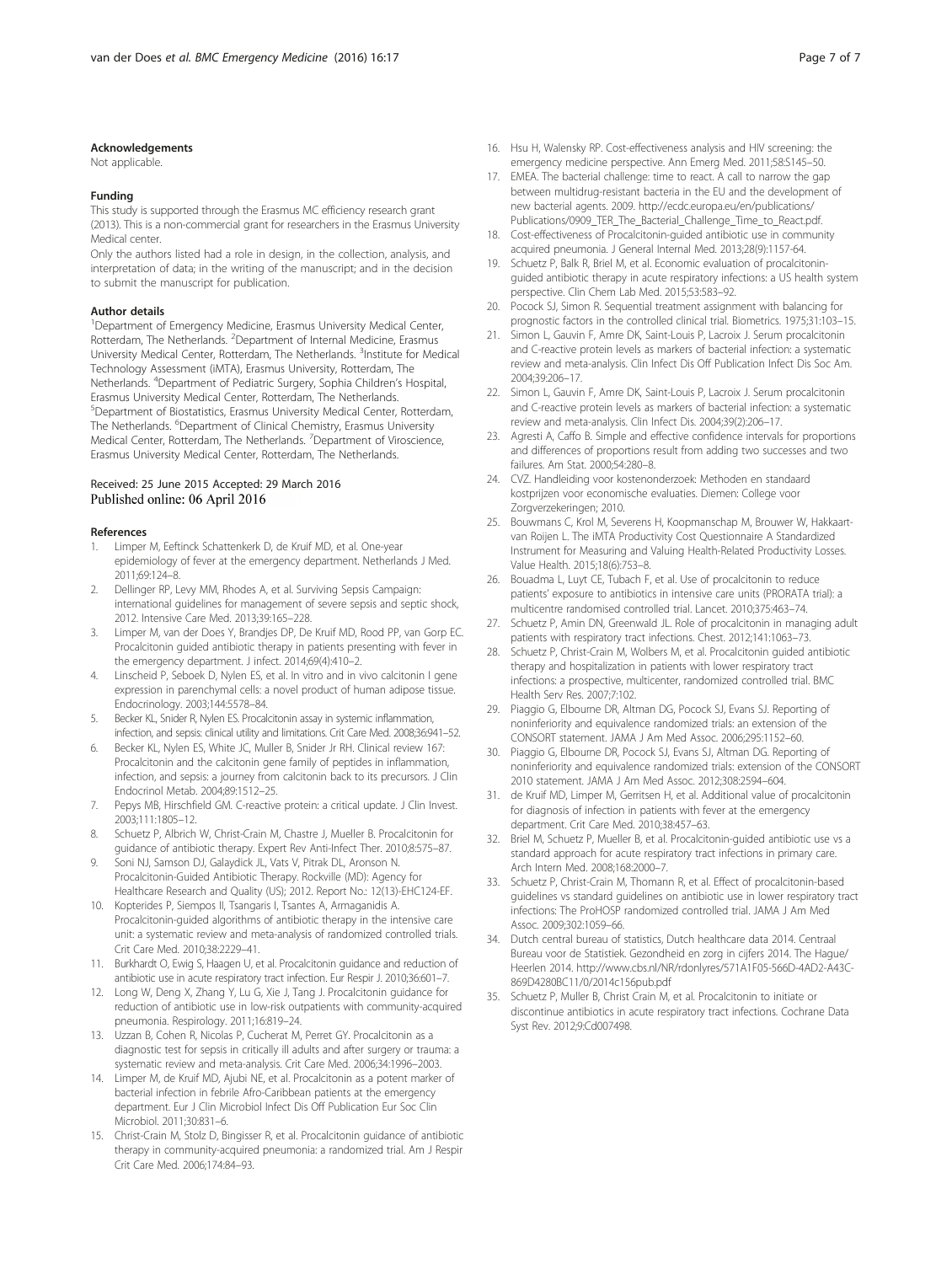### Acknowledgements

Not applicable.

### Funding

This study is supported through the Erasmus MC efficiency research grant (2013). This is a non-commercial grant for researchers in the Erasmus University Medical center.

Only the authors listed had a role in design, in the collection, analysis, and interpretation of data; in the writing of the manuscript; and in the decision to submit the manuscript for publication.

### Author details

[1]Department of Emergency Medicine, Erasmus University Medical Center, Rotterdam, The Netherlands. [2]Department of Internal Medicine, Erasmus University Medical Center, Rotterdam, The Netherlands. [3]Institute for Medical Technology Assessment (iMTA), Erasmus University, Rotterdam, The Netherlands. [4]Department of Pediatric Surgery, Sophia Children's Hospital, Erasmus University Medical Center, Rotterdam, The Netherlands. [5]Department of Biostatistics, Erasmus University Medical Center, Rotterdam, The Netherlands. [6]Department of Clinical Chemistry, Erasmus University Medical Center, Rotterdam, The Netherlands. [7]Department of Viroscience, Erasmus University Medical Center, Rotterdam, The Netherlands.

Received: 25 June 2015 Accepted: 29 March 2016
Published online: 06 April 2016

### References

1. Limper M, Eeftinck Schattenkerk D, de Kruif MD, et al. One-year epidemiology of fever at the emergency department. Netherlands J Med. 2011;69:124–8.
2. Dellinger RP, Levy MM, Rhodes A, et al. Surviving Sepsis Campaign: international guidelines for management of severe sepsis and septic shock, 2012. Intensive Care Med. 2013;39:165–228.
3. Limper M, van der Does Y, Brandjes DP, De Kruif MD, Rood PP, van Gorp EC. Procalcitonin guided antibiotic therapy in patients presenting with fever in the emergency department. J infect. 2014;69(4):410–2.
4. Linscheid P, Seboek D, Nylen ES, et al. In vitro and in vivo calcitonin I gene expression in parenchymal cells: a novel product of human adipose tissue. Endocrinology. 2003;144:5578–84.
5. Becker KL, Snider R, Nylen ES. Procalcitonin assay in systemic inflammation, infection, and sepsis: clinical utility and limitations. Crit Care Med. 2008;36:941–52.
6. Becker KL, Nylen ES, White JC, Muller B, Snider Jr RH. Clinical review 167: Procalcitonin and the calcitonin gene family of peptides in inflammation, infection, and sepsis: a journey from calcitonin back to its precursors. J Clin Endocrinol Metab. 2004;89:1512–25.
7. Pepys MB, Hirschfield GM. C-reactive protein: a critical update. J Clin Invest. 2003;111:1805–12.
8. Schuetz P, Albrich W, Christ-Crain M, Chastre J, Mueller B. Procalcitonin for guidance of antibiotic therapy. Expert Rev Anti-Infect Ther. 2010;8:575–87.
9. Soni NJ, Samson DJ, Galaydick JL, Vats V, Pitrak DL, Aronson N. Procalcitonin-Guided Antibiotic Therapy. Rockville (MD): Agency for Healthcare Research and Quality (US); 2012. Report No.: 12(13)-EHC124-EF.
10. Kopterides P, Siempos II, Tsangaris I, Tsantes A, Armaganidis A. Procalcitonin-guided algorithms of antibiotic therapy in the intensive care unit: a systematic review and meta-analysis of randomized controlled trials. Crit Care Med. 2010;38:2229–41.
11. Burkhardt O, Ewig S, Haagen U, et al. Procalcitonin guidance and reduction of antibiotic use in acute respiratory tract infection. Eur Respir J. 2010;36:601–7.
12. Long W, Deng X, Zhang Y, Lu G, Xie J, Tang J. Procalcitonin guidance for reduction of antibiotic use in low-risk outpatients with community-acquired pneumonia. Respirology. 2011;16:819–24.
13. Uzzan B, Cohen R, Nicolas P, Cucherat M, Perret GY. Procalcitonin as a diagnostic test for sepsis in critically ill adults and after surgery or trauma: a systematic review and meta-analysis. Crit Care Med. 2006;34:1996–2003.
14. Limper M, de Kruif MD, Ajubi NE, et al. Procalcitonin as a potent marker of bacterial infection in febrile Afro-Caribbean patients at the emergency department. Eur J Clin Microbiol Infect Dis Off Publication Eur Soc Clin Microbiol. 2011;30:831–6.
15. Christ-Crain M, Stolz D, Bingisser R, et al. Procalcitonin guidance of antibiotic therapy in community-acquired pneumonia: a randomized trial. Am J Respir Crit Care Med. 2006;174:84–93.
16. Hsu H, Walensky RP. Cost-effectiveness analysis and HIV screening: the emergency medicine perspective. Ann Emerg Med. 2011;58:S145–50.
17. EMEA. The bacterial challenge: time to react. A call to narrow the gap between multidrug-resistant bacteria in the EU and the development of new bacterial agents. 2009. http://ecdc.europa.eu/en/publications/Publications/0909_TER_The_Bacterial_Challenge_Time_to_React.pdf.
18. Cost-effectiveness of Procalcitonin-guided antibiotic use in community acquired pneumonia. J General Internal Med. 2013;28(9):1157-64.
19. Schuetz P, Balk R, Briel M, et al. Economic evaluation of procalcitonin-guided antibiotic therapy in acute respiratory infections: a US health system perspective. Clin Chem Lab Med. 2015;53:583–92.
20. Pocock SJ, Simon R. Sequential treatment assignment with balancing for prognostic factors in the controlled clinical trial. Biometrics. 1975;31:103–15.
21. Simon L, Gauvin F, Amre DK, Saint-Louis P, Lacroix J. Serum procalcitonin and C-reactive protein levels as markers of bacterial infection: a systematic review and meta-analysis. Clin Infect Dis Off Publication Infect Dis Soc Am. 2004;39:206–17.
22. Simon L, Gauvin F, Amre DK, Saint-Louis P, Lacroix J. Serum procalcitonin and C-reactive protein levels as markers of bacterial infection: a systematic review and meta-analysis. Clin Infect Dis. 2004;39(2):206–17.
23. Agresti A, Caffo B. Simple and effective confidence intervals for proportions and differences of proportions result from adding two successes and two failures. Am Stat. 2000;54:280–8.
24. CVZ. Handleiding voor kostenonderzoek: Methoden en standaard kostprijzen voor economische evaluaties. Diemen: College voor Zorgverzekeringen; 2010.
25. Bouwmans C, Krol M, Severens H, Koopmanschap M, Brouwer W, Hakkaart-van Roijen L. The iMTA Productivity Cost Questionnaire A Standardized Instrument for Measuring and Valuing Health-Related Productivity Losses. Value Health. 2015;18(6):753–8.
26. Bouadma L, Luyt CE, Tubach F, et al. Use of procalcitonin to reduce patients' exposure to antibiotics in intensive care units (PRORATA trial): a multicentre randomised controlled trial. Lancet. 2010;375:463–74.
27. Schuetz P, Amin DN, Greenwald JL. Role of procalcitonin in managing adult patients with respiratory tract infections. Chest. 2012;141:1063–73.
28. Schuetz P, Christ-Crain M, Wolbers M, et al. Procalcitonin guided antibiotic therapy and hospitalization in patients with lower respiratory tract infections: a prospective, multicenter, randomized controlled trial. BMC Health Serv Res. 2007;7:102.
29. Piaggio G, Elbourne DR, Altman DG, Pocock SJ, Evans SJ. Reporting of noninferiority and equivalence randomized trials: an extension of the CONSORT statement. JAMA J Am Med Assoc. 2006;295:1152–60.
30. Piaggio G, Elbourne DR, Pocock SJ, Evans SJ, Altman DG. Reporting of noninferiority and equivalence randomized trials: extension of the CONSORT 2010 statement. JAMA J Am Med Assoc. 2012;308:2594–604.
31. de Kruif MD, Limper M, Gerritsen H, et al. Additional value of procalcitonin for diagnosis of infection in patients with fever at the emergency department. Crit Care Med. 2010;38:457–63.
32. Briel M, Schuetz P, Mueller B, et al. Procalcitonin-guided antibiotic use vs a standard approach for acute respiratory tract infections in primary care. Arch Intern Med. 2008;168:2000–7.
33. Schuetz P, Christ-Crain M, Thomann R, et al. Effect of procalcitonin-based guidelines vs standard guidelines on antibiotic use in lower respiratory tract infections: The ProHOSP randomized controlled trial. JAMA J Am Med Assoc. 2009;302:1059–66.
34. Dutch central bureau of statistics, Dutch healthcare data 2014. Centraal Bureau voor de Statistiek. Gezondheid en zorg in cijfers 2014. The Hague/Heerlen 2014. http://www.cbs.nl/NR/rdonlyres/571A1F05-566D-4AD2-A43C-869D4280BC11/0/2014c156pub.pdf
35. Schuetz P, Muller B, Christ Crain M, et al. Procalcitonin to initiate or discontinue antibiotics in acute respiratory tract infections. Cochrane Data Syst Rev. 2012;9:Cd007498.